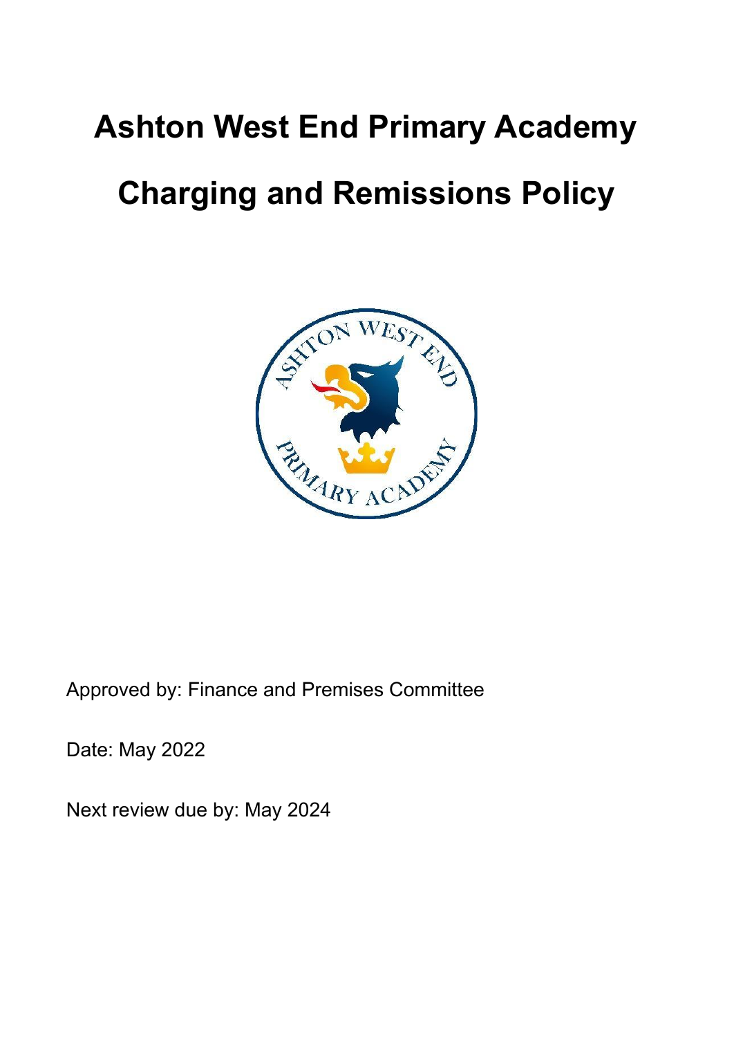# Ashton West End Primary Academy

# Charging and Remissions Policy

Approved by: Finance and Premises Committee

Date: May 2022

Next review due by: May 2024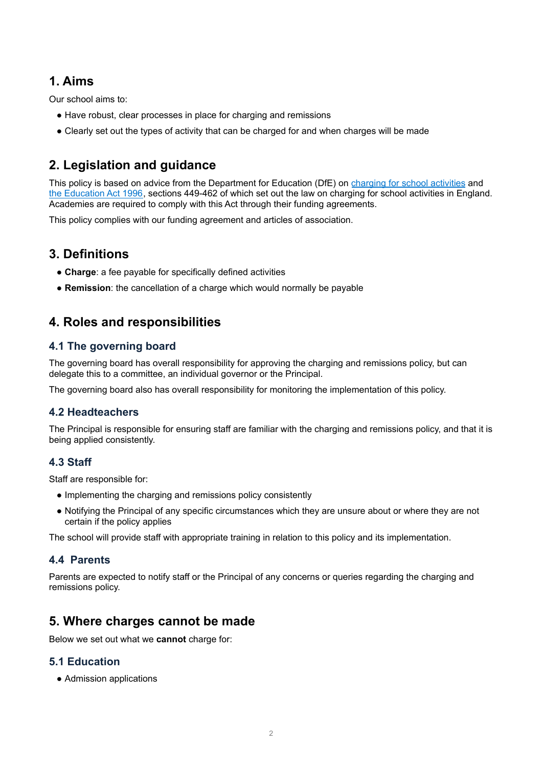## 1. Aims

Our school aims to:

- Have robust, clear processes in place for charging and remissions
- Clearly set out the types of activity that can be charged for and when charges will be made

## 2. Legislation and guidance

This policy is based on advice from the Department for Education (DfE) on [charging for school activities] and [the Education Act 1996], sections 449-462 of which set out the law on charging for school activities in England. Academies are required to comply with this Act through their funding agreements.

This policy complies with our funding agreement and articles of association.

## 3. Definitions

- **Charge**: a fee payable for specifically defined activities
- **Remission**: the cancellation of a charge which would normally be payable

## 4. Roles and responsibilities

### 4.1 The governing board

The governing board has overall responsibility for approving the charging and remissions policy, but can delegate this to a committee, an individual governor or the Principal.

The governing board also has overall responsibility for monitoring the implementation of this policy.

### 4.2 Headteachers

The Principal is responsible for ensuring staff are familiar with the charging and remissions policy, and that it is being applied consistently.

### 4.3 Staff

Staff are responsible for:

- Implementing the charging and remissions policy consistently
- Notifying the Principal of any specific circumstances which they are unsure about or where they are not certain if the policy applies

The school will provide staff with appropriate training in relation to this policy and its implementation.

### 4.4 Parents

Parents are expected to notify staff or the Principal of any concerns or queries regarding the charging and remissions policy.

## 5. Where charges cannot be made

Below we set out what we **cannot** charge for:

### 5.1 Education

- Admission applications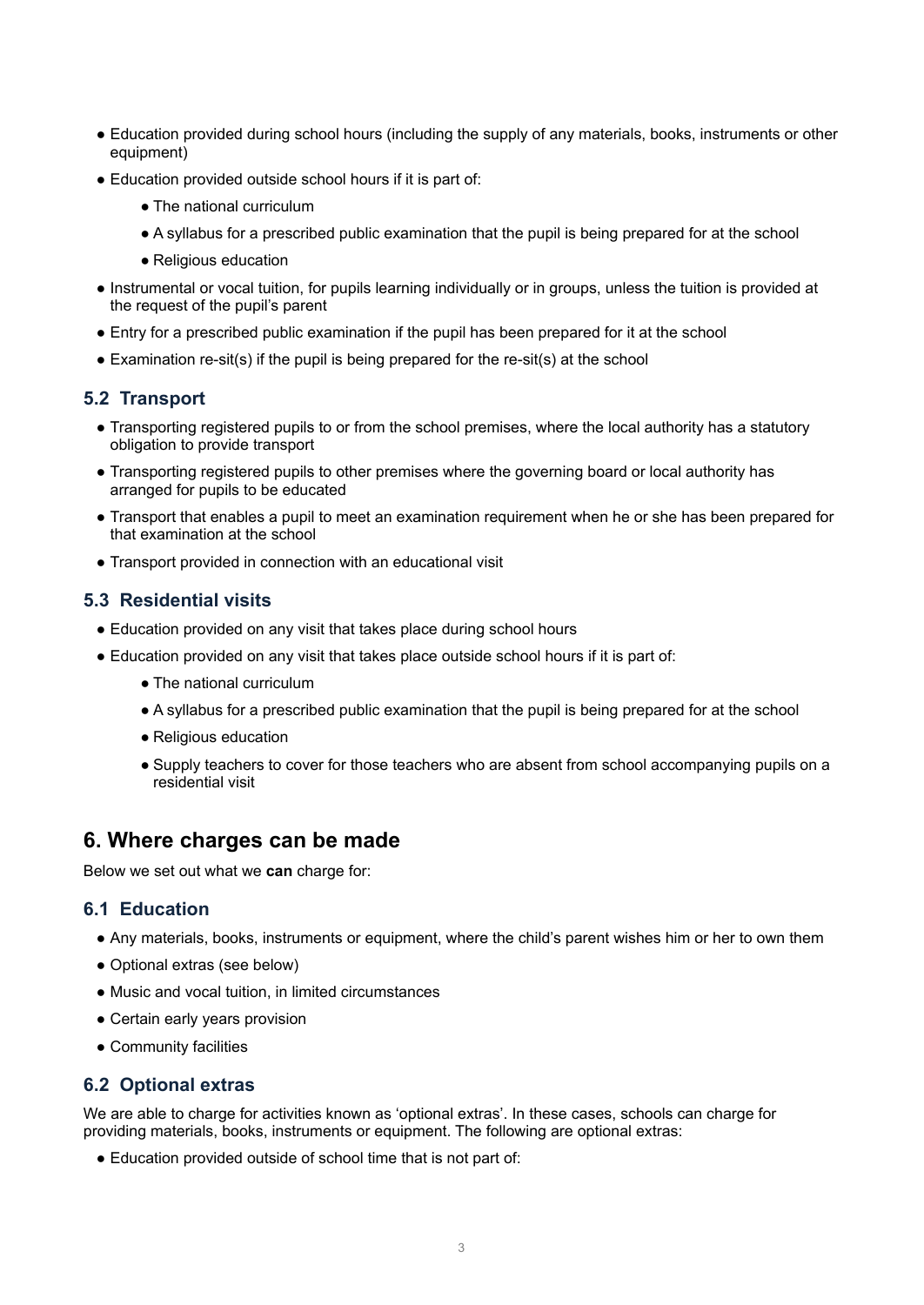- Education provided during school hours (including the supply of any materials, books, instruments or other equipment)
- Education provided outside school hours if it is part of:
  - The national curriculum
  - A syllabus for a prescribed public examination that the pupil is being prepared for at the school
  - Religious education
- Instrumental or vocal tuition, for pupils learning individually or in groups, unless the tuition is provided at the request of the pupil's parent
- Entry for a prescribed public examination if the pupil has been prepared for it at the school
- Examination re-sit(s) if the pupil is being prepared for the re-sit(s) at the school

### 5.2 Transport

- Transporting registered pupils to or from the school premises, where the local authority has a statutory obligation to provide transport
- Transporting registered pupils to other premises where the governing board or local authority has arranged for pupils to be educated
- Transport that enables a pupil to meet an examination requirement when he or she has been prepared for that examination at the school
- Transport provided in connection with an educational visit

### 5.3 Residential visits

- Education provided on any visit that takes place during school hours
- Education provided on any visit that takes place outside school hours if it is part of:
  - The national curriculum
  - A syllabus for a prescribed public examination that the pupil is being prepared for at the school
  - Religious education
  - Supply teachers to cover for those teachers who are absent from school accompanying pupils on a residential visit

## 6. Where charges can be made

Below we set out what we **can** charge for:

### 6.1 Education

- Any materials, books, instruments or equipment, where the child's parent wishes him or her to own them
- Optional extras (see below)
- Music and vocal tuition, in limited circumstances
- Certain early years provision
- Community facilities

### 6.2 Optional extras

We are able to charge for activities known as 'optional extras'. In these cases, schools can charge for providing materials, books, instruments or equipment. The following are optional extras:

- Education provided outside of school time that is not part of: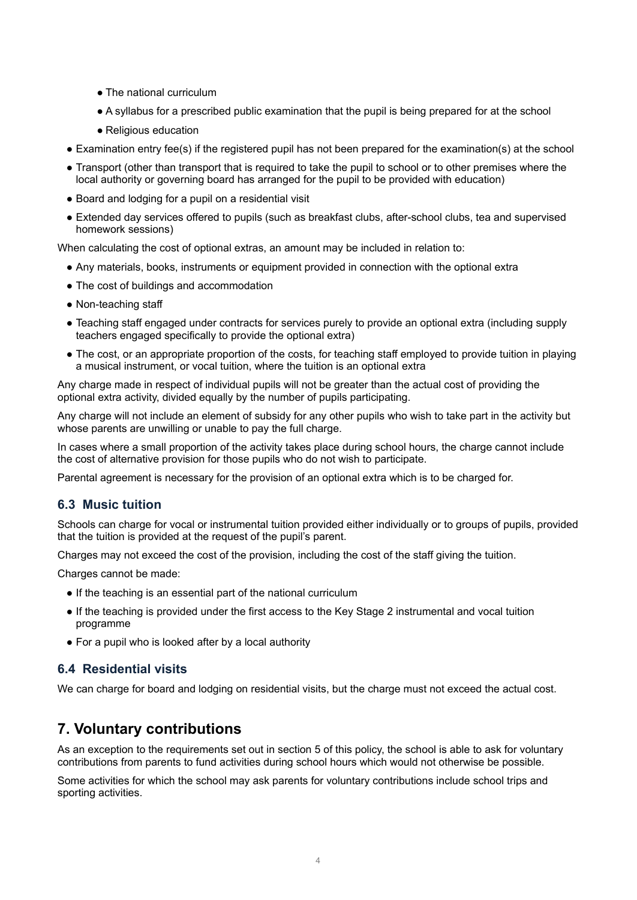- The national curriculum
  - A syllabus for a prescribed public examination that the pupil is being prepared for at the school
  - Religious education
- Examination entry fee(s) if the registered pupil has not been prepared for the examination(s) at the school
- Transport (other than transport that is required to take the pupil to school or to other premises where the local authority or governing board has arranged for the pupil to be provided with education)
- Board and lodging for a pupil on a residential visit
- Extended day services offered to pupils (such as breakfast clubs, after-school clubs, tea and supervised homework sessions)

When calculating the cost of optional extras, an amount may be included in relation to:

- Any materials, books, instruments or equipment provided in connection with the optional extra
- The cost of buildings and accommodation
- Non-teaching staff
- Teaching staff engaged under contracts for services purely to provide an optional extra (including supply teachers engaged specifically to provide the optional extra)
- The cost, or an appropriate proportion of the costs, for teaching staff employed to provide tuition in playing a musical instrument, or vocal tuition, where the tuition is an optional extra

Any charge made in respect of individual pupils will not be greater than the actual cost of providing the optional extra activity, divided equally by the number of pupils participating.

Any charge will not include an element of subsidy for any other pupils who wish to take part in the activity but whose parents are unwilling or unable to pay the full charge.

In cases where a small proportion of the activity takes place during school hours, the charge cannot include the cost of alternative provision for those pupils who do not wish to participate.

Parental agreement is necessary for the provision of an optional extra which is to be charged for.

### 6.3 Music tuition

Schools can charge for vocal or instrumental tuition provided either individually or to groups of pupils, provided that the tuition is provided at the request of the pupil's parent.

Charges may not exceed the cost of the provision, including the cost of the staff giving the tuition.

Charges cannot be made:

- If the teaching is an essential part of the national curriculum
- If the teaching is provided under the first access to the Key Stage 2 instrumental and vocal tuition programme
- For a pupil who is looked after by a local authority

### 6.4 Residential visits

We can charge for board and lodging on residential visits, but the charge must not exceed the actual cost.

## 7. Voluntary contributions

As an exception to the requirements set out in section 5 of this policy, the school is able to ask for voluntary contributions from parents to fund activities during school hours which would not otherwise be possible.

Some activities for which the school may ask parents for voluntary contributions include school trips and sporting activities.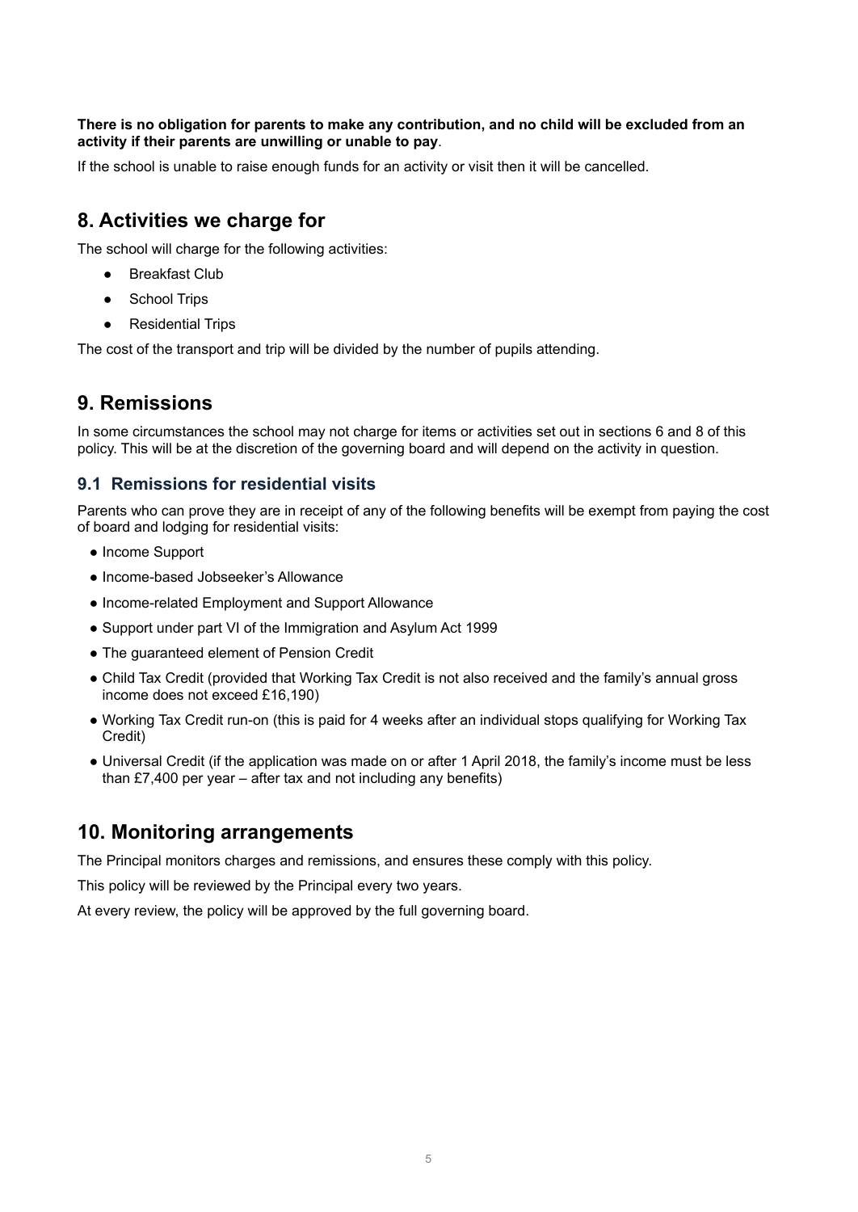**There is no obligation for parents to make any contribution, and no child will be excluded from an activity if their parents are unwilling or unable to pay**.

If the school is unable to raise enough funds for an activity or visit then it will be cancelled.

## 8. Activities we charge for

The school will charge for the following activities:

- Breakfast Club
- School Trips
- Residential Trips

The cost of the transport and trip will be divided by the number of pupils attending.

## 9. Remissions

In some circumstances the school may not charge for items or activities set out in sections 6 and 8 of this policy. This will be at the discretion of the governing board and will depend on the activity in question.

### 9.1 Remissions for residential visits

Parents who can prove they are in receipt of any of the following benefits will be exempt from paying the cost of board and lodging for residential visits:

- Income Support
- Income-based Jobseeker's Allowance
- Income-related Employment and Support Allowance
- Support under part VI of the Immigration and Asylum Act 1999
- The guaranteed element of Pension Credit
- Child Tax Credit (provided that Working Tax Credit is not also received and the family's annual gross income does not exceed £16,190)
- Working Tax Credit run-on (this is paid for 4 weeks after an individual stops qualifying for Working Tax Credit)
- Universal Credit (if the application was made on or after 1 April 2018, the family's income must be less than £7,400 per year – after tax and not including any benefits)

## 10. Monitoring arrangements

The Principal monitors charges and remissions, and ensures these comply with this policy.

This policy will be reviewed by the Principal every two years.

At every review, the policy will be approved by the full governing board.